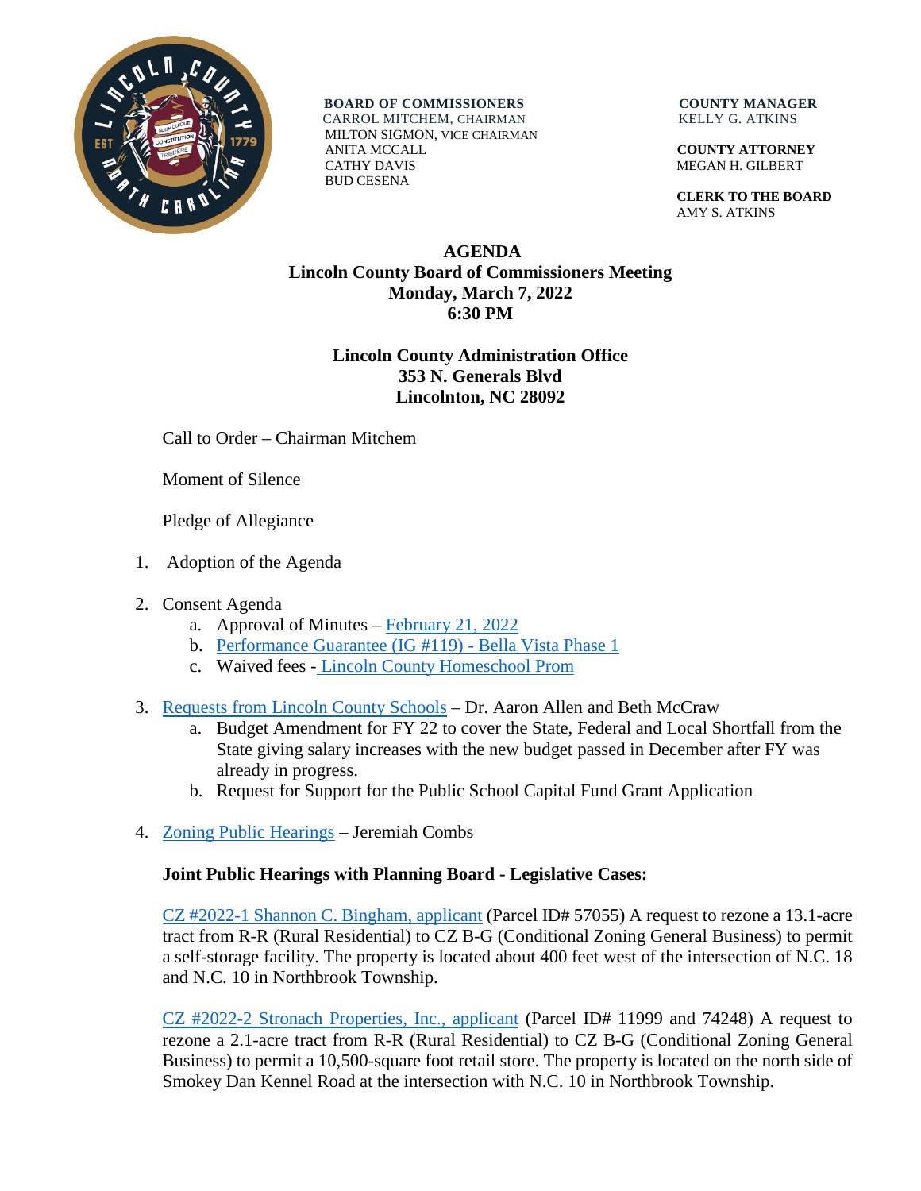**BOARD OF COMMISSIONERS**
CARROL MITCHEM, CHAIRMAN
MILTON SIGMON, VICE CHAIRMAN
ANITA MCCALL
CATHY DAVIS
BUD CESENA

**COUNTY MANAGER**
KELLY G. ATKINS

**COUNTY ATTORNEY**
MEGAN H. GILBERT

**CLERK TO THE BOARD**
AMY S. ATKINS

# AGENDA
## Lincoln County Board of Commissioners Meeting
## Monday, March 7, 2022
## 6:30 PM

**Lincoln County Administration Office**
**353 N. Generals Blvd**
**Lincolnton, NC 28092**

Call to Order – Chairman Mitchem

Moment of Silence

Pledge of Allegiance

1. Adoption of the Agenda

2. Consent Agenda
   a. Approval of Minutes – February 21, 2022
   b. Performance Guarantee (IG #119) - Bella Vista Phase 1
   c. Waived fees - Lincoln County Homeschool Prom

3. Requests from Lincoln County Schools – Dr. Aaron Allen and Beth McCraw
   a. Budget Amendment for FY 22 to cover the State, Federal and Local Shortfall from the State giving salary increases with the new budget passed in December after FY was already in progress.
   b. Request for Support for the Public School Capital Fund Grant Application

4. Zoning Public Hearings – Jeremiah Combs

**Joint Public Hearings with Planning Board - Legislative Cases:**

CZ #2022-1 Shannon C. Bingham, applicant (Parcel ID# 57055) A request to rezone a 13.1-acre tract from R-R (Rural Residential) to CZ B-G (Conditional Zoning General Business) to permit a self-storage facility. The property is located about 400 feet west of the intersection of N.C. 18 and N.C. 10 in Northbrook Township.

CZ #2022-2 Stronach Properties, Inc., applicant (Parcel ID# 11999 and 74248) A request to rezone a 2.1-acre tract from R-R (Rural Residential) to CZ B-G (Conditional Zoning General Business) to permit a 10,500-square foot retail store. The property is located on the north side of Smokey Dan Kennel Road at the intersection with N.C. 10 in Northbrook Township.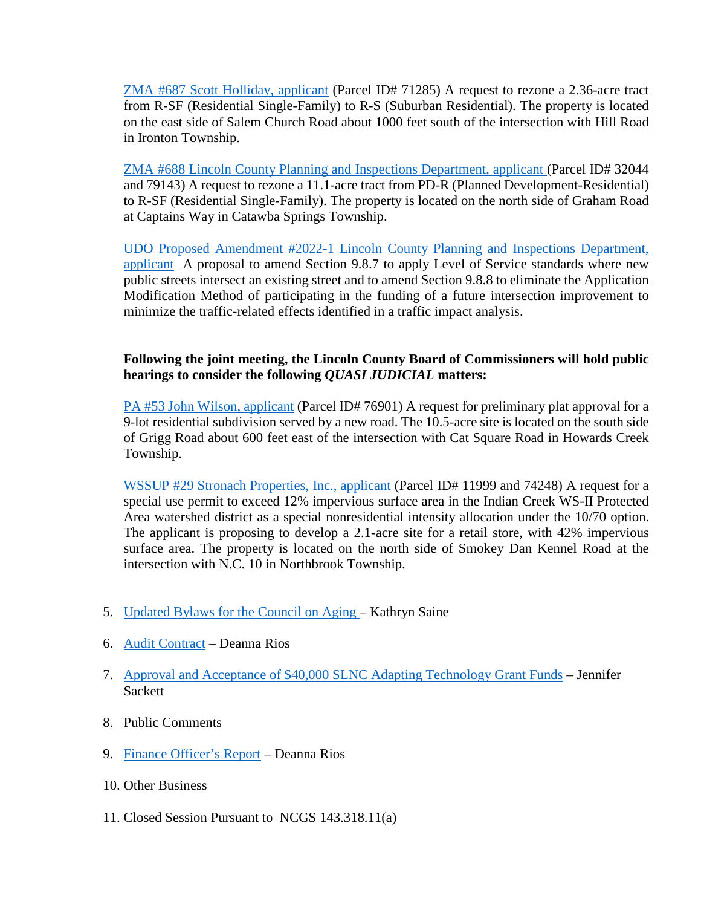ZMA #687 Scott Holliday, applicant (Parcel ID# 71285) A request to rezone a 2.36-acre tract from R-SF (Residential Single-Family) to R-S (Suburban Residential). The property is located on the east side of Salem Church Road about 1000 feet south of the intersection with Hill Road in Ironton Township.

ZMA #688 Lincoln County Planning and Inspections Department, applicant (Parcel ID# 32044 and 79143) A request to rezone a 11.1-acre tract from PD-R (Planned Development-Residential) to R-SF (Residential Single-Family). The property is located on the north side of Graham Road at Captains Way in Catawba Springs Township.

UDO Proposed Amendment #2022-1 Lincoln County Planning and Inspections Department, applicant A proposal to amend Section 9.8.7 to apply Level of Service standards where new public streets intersect an existing street and to amend Section 9.8.8 to eliminate the Application Modification Method of participating in the funding of a future intersection improvement to minimize the traffic-related effects identified in a traffic impact analysis.

**Following the joint meeting, the Lincoln County Board of Commissioners will hold public hearings to consider the following *QUASI JUDICIAL* matters:**

PA #53 John Wilson, applicant (Parcel ID# 76901) A request for preliminary plat approval for a 9-lot residential subdivision served by a new road. The 10.5-acre site is located on the south side of Grigg Road about 600 feet east of the intersection with Cat Square Road in Howards Creek Township.

WSSUP #29 Stronach Properties, Inc., applicant (Parcel ID# 11999 and 74248) A request for a special use permit to exceed 12% impervious surface area in the Indian Creek WS-II Protected Area watershed district as a special nonresidential intensity allocation under the 10/70 option. The applicant is proposing to develop a 2.1-acre site for a retail store, with 42% impervious surface area. The property is located on the north side of Smokey Dan Kennel Road at the intersection with N.C. 10 in Northbrook Township.

5. Updated Bylaws for the Council on Aging – Kathryn Saine

6. Audit Contract – Deanna Rios

7. Approval and Acceptance of $40,000 SLNC Adapting Technology Grant Funds – Jennifer Sackett

8. Public Comments

9. Finance Officer's Report – Deanna Rios

10. Other Business

11. Closed Session Pursuant to NCGS 143.318.11(a)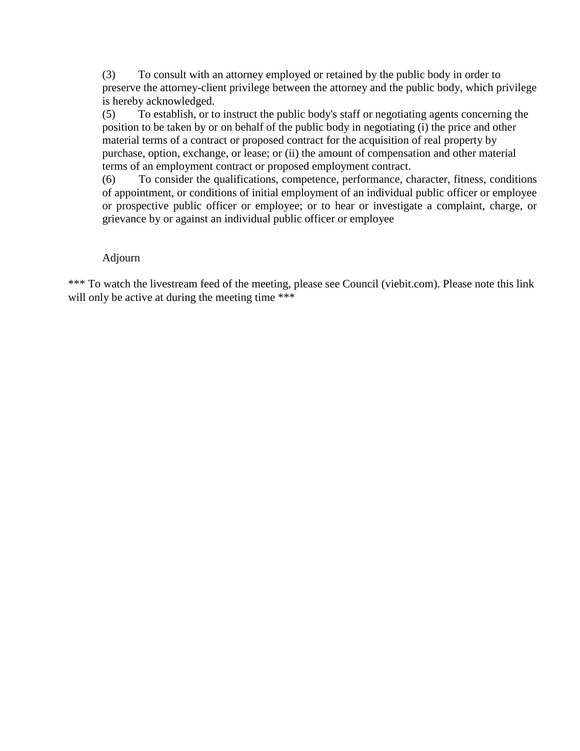(3) To consult with an attorney employed or retained by the public body in order to preserve the attorney-client privilege between the attorney and the public body, which privilege is hereby acknowledged.

(5) To establish, or to instruct the public body's staff or negotiating agents concerning the position to be taken by or on behalf of the public body in negotiating (i) the price and other material terms of a contract or proposed contract for the acquisition of real property by purchase, option, exchange, or lease; or (ii) the amount of compensation and other material terms of an employment contract or proposed employment contract.

(6) To consider the qualifications, competence, performance, character, fitness, conditions of appointment, or conditions of initial employment of an individual public officer or employee or prospective public officer or employee; or to hear or investigate a complaint, charge, or grievance by or against an individual public officer or employee

Adjourn

*** To watch the livestream feed of the meeting, please see Council (viebit.com). Please note this link will only be active at during the meeting time ***